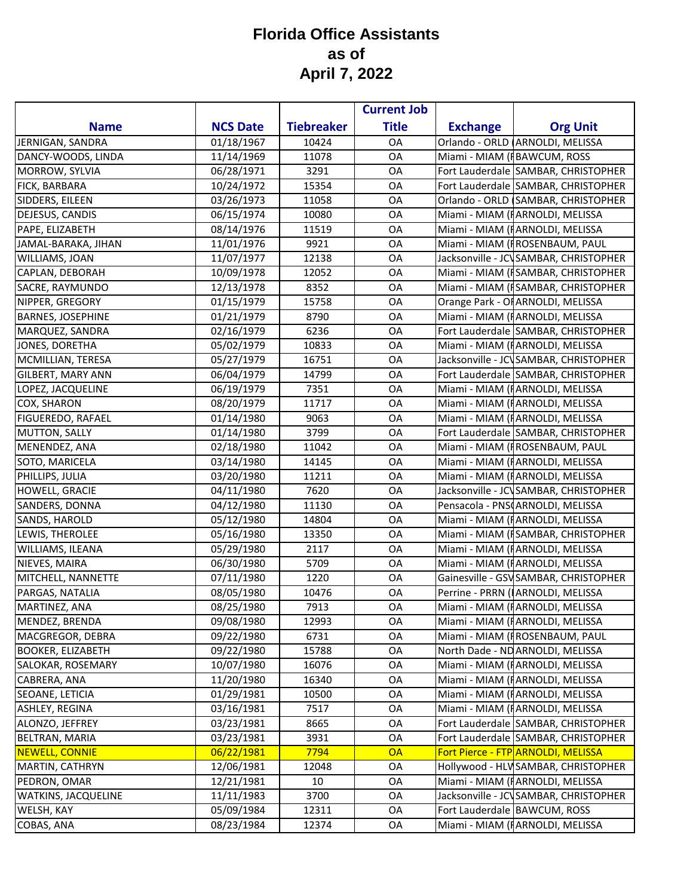# Florida Office Assistants as of April 7, 2022

| Name | NCS Date | Tiebreaker | Current Job Title | Exchange | Org Unit |
|---|---|---|---|---|---|
| JERNIGAN, SANDRA | 01/18/1967 | 10424 | OA | Orlando - ORLD ( | ARNOLDI, MELISSA |
| DANCY-WOODS, LINDA | 11/14/1969 | 11078 | OA | Miami - MIAM (F | BAWCUM, ROSS |
| MORROW, SYLVIA | 06/28/1971 | 3291 | OA | Fort Lauderdale | SAMBAR, CHRISTOPHER |
| FICK, BARBARA | 10/24/1972 | 15354 | OA | Fort Lauderdale | SAMBAR, CHRISTOPHER |
| SIDDERS, EILEEN | 03/26/1973 | 11058 | OA | Orlando - ORLD ( | SAMBAR, CHRISTOPHER |
| DEJESUS, CANDIS | 06/15/1974 | 10080 | OA | Miami - MIAM (F | ARNOLDI, MELISSA |
| PAPE, ELIZABETH | 08/14/1976 | 11519 | OA | Miami - MIAM (F | ARNOLDI, MELISSA |
| JAMAL-BARAKA, JIHAN | 11/01/1976 | 9921 | OA | Miami - MIAM (F | ROSENBAUM, PAUL |
| WILLIAMS, JOAN | 11/07/1977 | 12138 | OA | Jacksonville - JCV | SAMBAR, CHRISTOPHER |
| CAPLAN, DEBORAH | 10/09/1978 | 12052 | OA | Miami - MIAM (F | SAMBAR, CHRISTOPHER |
| SACRE, RAYMUNDO | 12/13/1978 | 8352 | OA | Miami - MIAM (F | SAMBAR, CHRISTOPHER |
| NIPPER, GREGORY | 01/15/1979 | 15758 | OA | Orange Park - OF | ARNOLDI, MELISSA |
| BARNES, JOSEPHINE | 01/21/1979 | 8790 | OA | Miami - MIAM (F | ARNOLDI, MELISSA |
| MARQUEZ, SANDRA | 02/16/1979 | 6236 | OA | Fort Lauderdale | SAMBAR, CHRISTOPHER |
| JONES, DORETHA | 05/02/1979 | 10833 | OA | Miami - MIAM (F | ARNOLDI, MELISSA |
| MCMILLIAN, TERESA | 05/27/1979 | 16751 | OA | Jacksonville - JCV | SAMBAR, CHRISTOPHER |
| GILBERT, MARY ANN | 06/04/1979 | 14799 | OA | Fort Lauderdale | SAMBAR, CHRISTOPHER |
| LOPEZ, JACQUELINE | 06/19/1979 | 7351 | OA | Miami - MIAM (F | ARNOLDI, MELISSA |
| COX, SHARON | 08/20/1979 | 11717 | OA | Miami - MIAM (F | ARNOLDI, MELISSA |
| FIGUEREDO, RAFAEL | 01/14/1980 | 9063 | OA | Miami - MIAM (F | ARNOLDI, MELISSA |
| MUTTON, SALLY | 01/14/1980 | 3799 | OA | Fort Lauderdale | SAMBAR, CHRISTOPHER |
| MENENDEZ, ANA | 02/18/1980 | 11042 | OA | Miami - MIAM (F | ROSENBAUM, PAUL |
| SOTO, MARICELA | 03/14/1980 | 14145 | OA | Miami - MIAM (F | ARNOLDI, MELISSA |
| PHILLIPS, JULIA | 03/20/1980 | 11211 | OA | Miami - MIAM (F | ARNOLDI, MELISSA |
| HOWELL, GRACIE | 04/11/1980 | 7620 | OA | Jacksonville - JCV | SAMBAR, CHRISTOPHER |
| SANDERS, DONNA | 04/12/1980 | 11130 | OA | Pensacola - PNS( | ARNOLDI, MELISSA |
| SANDS, HAROLD | 05/12/1980 | 14804 | OA | Miami - MIAM (F | ARNOLDI, MELISSA |
| LEWIS, THEROLEE | 05/16/1980 | 13350 | OA | Miami - MIAM (F | SAMBAR, CHRISTOPHER |
| WILLIAMS, ILEANA | 05/29/1980 | 2117 | OA | Miami - MIAM (F | ARNOLDI, MELISSA |
| NIEVES, MAIRA | 06/30/1980 | 5709 | OA | Miami - MIAM (F | ARNOLDI, MELISSA |
| MITCHELL, NANNETTE | 07/11/1980 | 1220 | OA | Gainesville - GSV | SAMBAR, CHRISTOPHER |
| PARGAS, NATALIA | 08/05/1980 | 10476 | OA | Perrine - PRRN (I | ARNOLDI, MELISSA |
| MARTINEZ, ANA | 08/25/1980 | 7913 | OA | Miami - MIAM (F | ARNOLDI, MELISSA |
| MENDEZ, BRENDA | 09/08/1980 | 12993 | OA | Miami - MIAM (F | ARNOLDI, MELISSA |
| MACGREGOR, DEBRA | 09/22/1980 | 6731 | OA | Miami - MIAM (F | ROSENBAUM, PAUL |
| BOOKER, ELIZABETH | 09/22/1980 | 15788 | OA | North Dade - ND | ARNOLDI, MELISSA |
| SALOKAR, ROSEMARY | 10/07/1980 | 16076 | OA | Miami - MIAM (F | ARNOLDI, MELISSA |
| CABRERA, ANA | 11/20/1980 | 16340 | OA | Miami - MIAM (F | ARNOLDI, MELISSA |
| SEOANE, LETICIA | 01/29/1981 | 10500 | OA | Miami - MIAM (F | ARNOLDI, MELISSA |
| ASHLEY, REGINA | 03/16/1981 | 7517 | OA | Miami - MIAM (F | ARNOLDI, MELISSA |
| ALONZO, JEFFREY | 03/23/1981 | 8665 | OA | Fort Lauderdale | SAMBAR, CHRISTOPHER |
| BELTRAN, MARIA | 03/23/1981 | 3931 | OA | Fort Lauderdale | SAMBAR, CHRISTOPHER |
| NEWELL, CONNIE | 06/22/1981 | 7794 | OA | Fort Pierce - FTP | ARNOLDI, MELISSA |
| MARTIN, CATHRYN | 12/06/1981 | 12048 | OA | Hollywood - HLW | SAMBAR, CHRISTOPHER |
| PEDRON, OMAR | 12/21/1981 | 10 | OA | Miami - MIAM (F | ARNOLDI, MELISSA |
| WATKINS, JACQUELINE | 11/11/1983 | 3700 | OA | Jacksonville - JCV | SAMBAR, CHRISTOPHER |
| WELSH, KAY | 05/09/1984 | 12311 | OA | Fort Lauderdale | BAWCUM, ROSS |
| COBAS, ANA | 08/23/1984 | 12374 | OA | Miami - MIAM (F | ARNOLDI, MELISSA |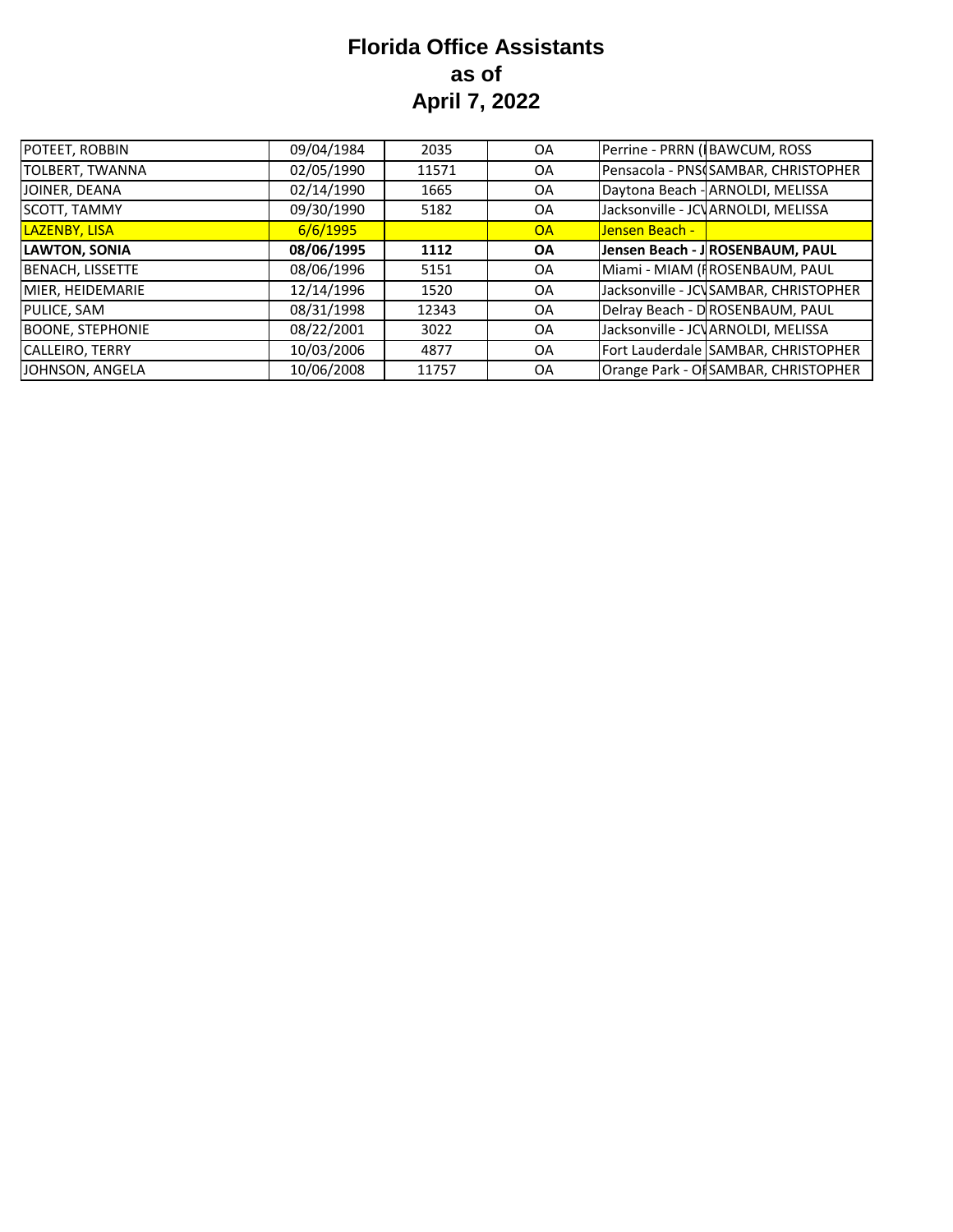# Florida Office Assistants
# as of
# April 7, 2022

| | | | | | |
|---|---|---|---|---|---|
| POTEET, ROBBIN | 09/04/1984 | 2035 | OA | Perrine - PRRN (I | BAWCUM, ROSS |
| TOLBERT, TWANNA | 02/05/1990 | 11571 | OA | Pensacola - PNS( | SAMBAR, CHRISTOPHER |
| JOINER, DEANA | 02/14/1990 | 1665 | OA | Daytona Beach - | ARNOLDI, MELISSA |
| SCOTT, TAMMY | 09/30/1990 | 5182 | OA | Jacksonville - JCV | ARNOLDI, MELISSA |
| LAZENBY, LISA | 6/6/1995 | | OA | Jensen Beach - | |
| **LAWTON, SONIA** | **08/06/1995** | **1112** | **OA** | **Jensen Beach - J** | **ROSENBAUM, PAUL** |
| BENACH, LISSETTE | 08/06/1996 | 5151 | OA | Miami - MIAM (I | ROSENBAUM, PAUL |
| MIER, HEIDEMARIE | 12/14/1996 | 1520 | OA | Jacksonville - JCV | SAMBAR, CHRISTOPHER |
| PULICE, SAM | 08/31/1998 | 12343 | OA | Delray Beach - D | ROSENBAUM, PAUL |
| BOONE, STEPHONIE | 08/22/2001 | 3022 | OA | Jacksonville - JCV | ARNOLDI, MELISSA |
| CALLEIRO, TERRY | 10/03/2006 | 4877 | OA | Fort Lauderdale | SAMBAR, CHRISTOPHER |
| JOHNSON, ANGELA | 10/06/2008 | 11757 | OA | Orange Park - OI | SAMBAR, CHRISTOPHER |